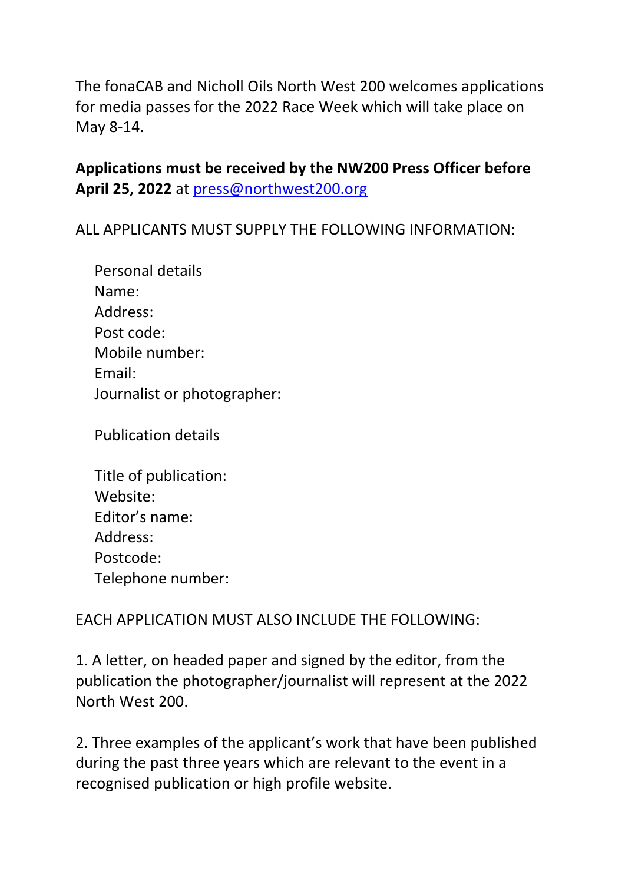The fonaCAB and Nicholl Oils North West 200 welcomes applications for media passes for the 2022 Race Week which will take place on May 8-14.

**Applications must be received by the NW200 Press Officer before April 25, 2022** at [press@northwest200.org](mailto:press@northwest200.org)

ALL APPLICANTS MUST SUPPLY THE FOLLOWING INFORMATION:

Personal details
Name:
Address:
Post code:
Mobile number:
Email:
Journalist or photographer:

Publication details

Title of publication:
Website:
Editor's name:
Address:
Postcode:
Telephone number:

EACH APPLICATION MUST ALSO INCLUDE THE FOLLOWING:

1. A letter, on headed paper and signed by the editor, from the publication the photographer/journalist will represent at the 2022 North West 200.

2. Three examples of the applicant's work that have been published during the past three years which are relevant to the event in a recognised publication or high profile website.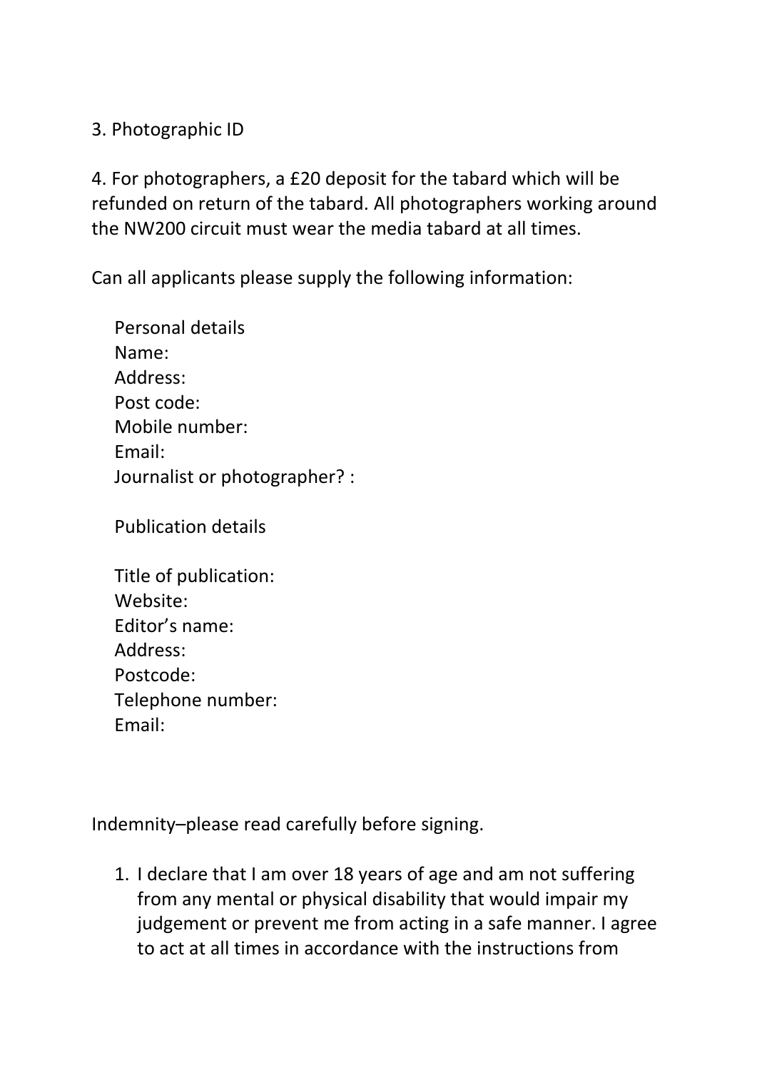3. Photographic ID

4. For photographers, a £20 deposit for the tabard which will be refunded on return of the tabard. All photographers working around the NW200 circuit must wear the media tabard at all times.

Can all applicants please supply the following information:

Personal details
Name:
Address:
Post code:
Mobile number:
Email:
Journalist or photographer? :

Publication details

Title of publication:
Website:
Editor's name:
Address:
Postcode:
Telephone number:
Email:

Indemnity–please read carefully before signing.

1. I declare that I am over 18 years of age and am not suffering from any mental or physical disability that would impair my judgement or prevent me from acting in a safe manner. I agree to act at all times in accordance with the instructions from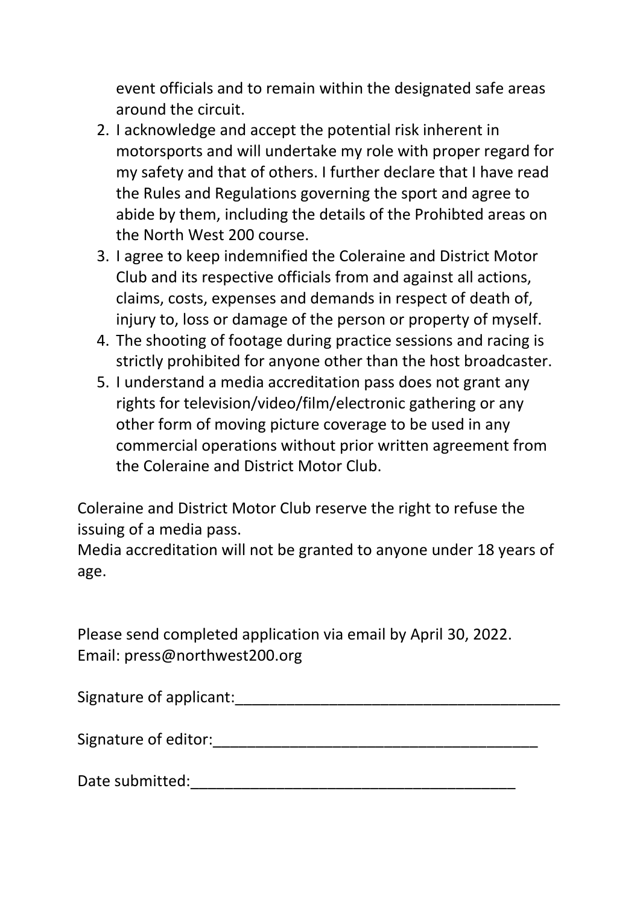event officials and to remain within the designated safe areas around the circuit.

2. I acknowledge and accept the potential risk inherent in motorsports and will undertake my role with proper regard for my safety and that of others. I further declare that I have read the Rules and Regulations governing the sport and agree to abide by them, including the details of the Prohibted areas on the North West 200 course.
3. I agree to keep indemnified the Coleraine and District Motor Club and its respective officials from and against all actions, claims, costs, expenses and demands in respect of death of, injury to, loss or damage of the person or property of myself.
4. The shooting of footage during practice sessions and racing is strictly prohibited for anyone other than the host broadcaster.
5. I understand a media accreditation pass does not grant any rights for television/video/film/electronic gathering or any other form of moving picture coverage to be used in any commercial operations without prior written agreement from the Coleraine and District Motor Club.

Coleraine and District Motor Club reserve the right to refuse the issuing of a media pass.
Media accreditation will not be granted to anyone under 18 years of age.

Please send completed application via email by April 30, 2022.
Email: press@northwest200.org

Signature of applicant:_______________________________________

Signature of editor:_______________________________________

Date submitted:_______________________________________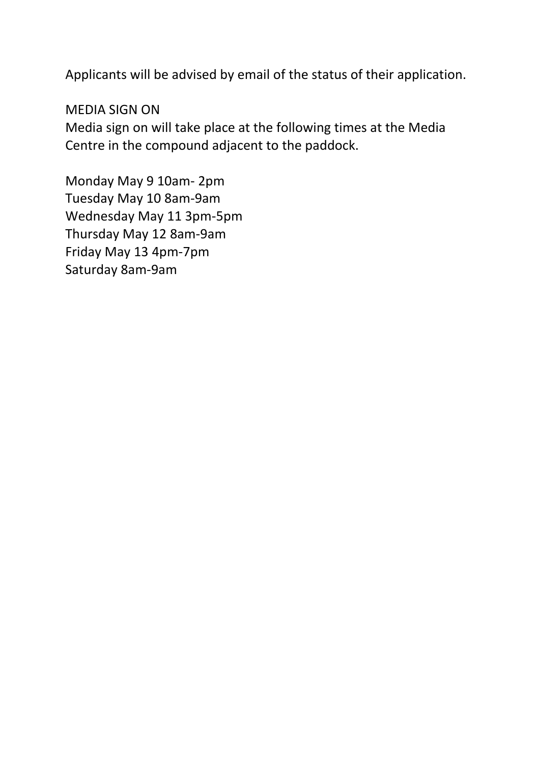Applicants will be advised by email of the status of their application.

MEDIA SIGN ON

Media sign on will take place at the following times at the Media Centre in the compound adjacent to the paddock.

Monday May 9 10am- 2pm
Tuesday May 10 8am-9am
Wednesday May 11 3pm-5pm
Thursday May 12 8am-9am
Friday May 13 4pm-7pm
Saturday 8am-9am